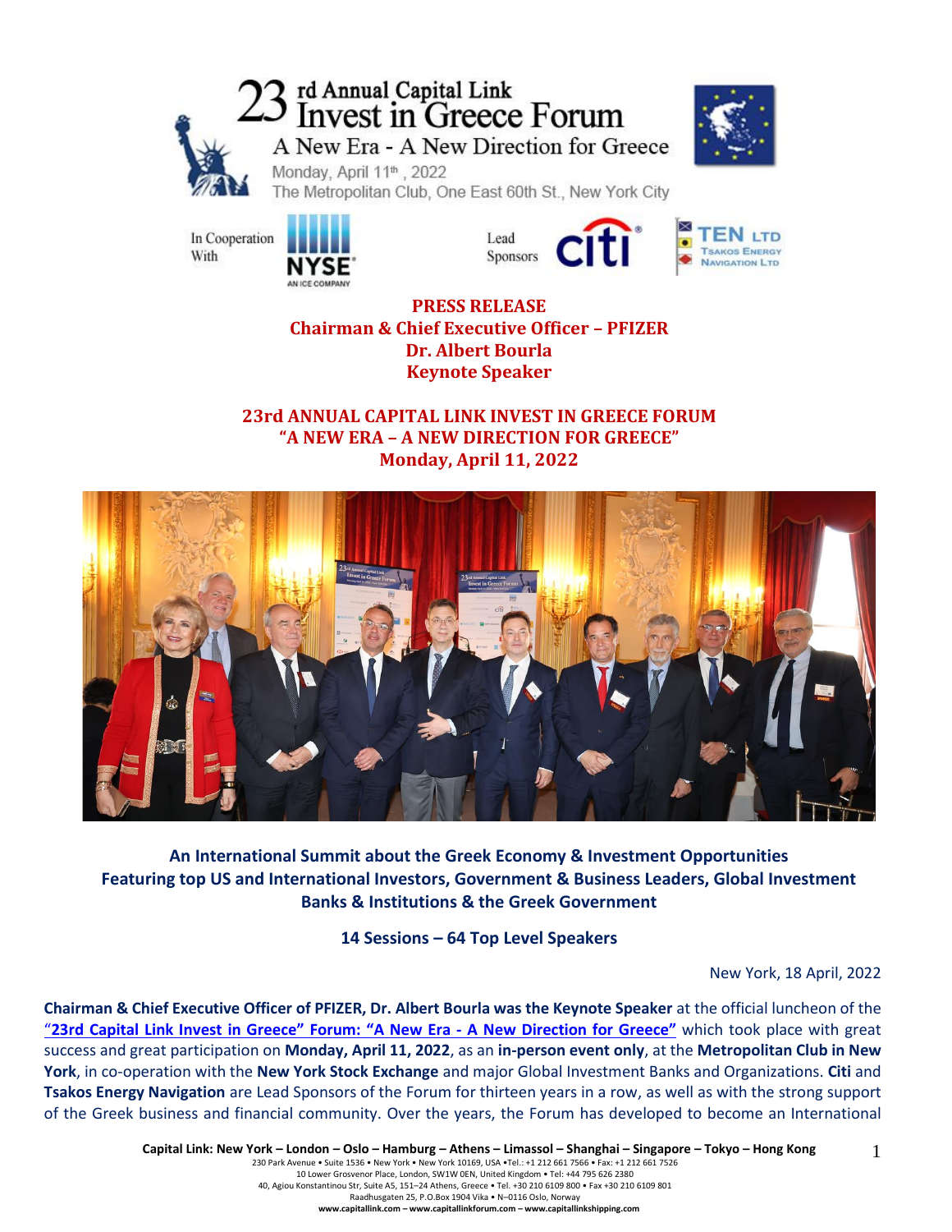# 23rd Annual Capital Link Invest in Greece Forum

A New Era - A New Direction for Greece

Monday, April 11th, 2022

The Metropolitan Club, One East 60th St., New York City

In Cooperation With NYSE

Lead Sponsors Citi, TEN Ltd Tsakos Energy Navigation Ltd

**PRESS RELEASE**
**Chairman & Chief Executive Officer – PFIZER**
**Dr. Albert Bourla**
**Keynote Speaker**

**23rd ANNUAL CAPITAL LINK INVEST IN GREECE FORUM**
**"A NEW ERA – A NEW DIRECTION FOR GREECE"**
**Monday, April 11, 2022**

**An International Summit about the Greek Economy & Investment Opportunities Featuring top US and International Investors, Government & Business Leaders, Global Investment Banks & Institutions & the Greek Government**

**14 Sessions – 64 Top Level Speakers**

New York, 18 April, 2022

**Chairman & Chief Executive Officer of PFIZER, Dr. Albert Bourla was the Keynote Speaker** at the official luncheon of the "**23rd Capital Link Invest in Greece" Forum: "A New Era - A New Direction for Greece"** which took place with great success and great participation on **Monday, April 11, 2022**, as an **in-person event only**, at the **Metropolitan Club in New York**, in co-operation with the **New York Stock Exchange** and major Global Investment Banks and Organizations. **Citi** and **Tsakos Energy Navigation** are Lead Sponsors of the Forum for thirteen years in a row, as well as with the strong support of the Greek business and financial community. Over the years, the Forum has developed to become an International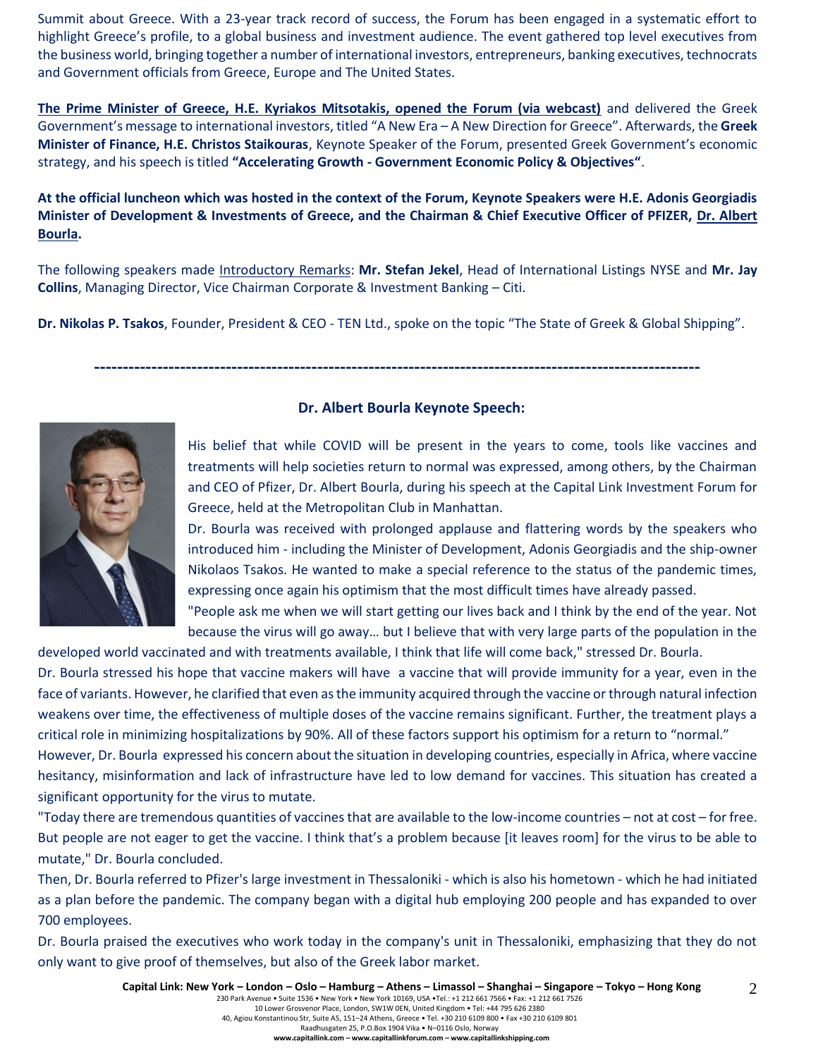Summit about Greece. With a 23-year track record of success, the Forum has been engaged in a systematic effort to highlight Greece's profile, to a global business and investment audience. The event gathered top level executives from the business world, bringing together a number of international investors, entrepreneurs, banking executives, technocrats and Government officials from Greece, Europe and The United States.

**The Prime Minister of Greece, H.E. Kyriakos Mitsotakis, opened the Forum (via webcast)** and delivered the Greek Government's message to international investors, titled "A New Era – A New Direction for Greece". Afterwards, the **Greek Minister of Finance, H.E. Christos Staikouras**, Keynote Speaker of the Forum, presented Greek Government's economic strategy, and his speech is titled **"Accelerating Growth - Government Economic Policy & Objectives"**.

**At the official luncheon which was hosted in the context of the Forum, Keynote Speakers were H.E. Adonis Georgiadis Minister of Development & Investments of Greece, and the Chairman & Chief Executive Officer of PFIZER, Dr. Albert Bourla.**

The following speakers made Introductory Remarks: **Mr. Stefan Jekel**, Head of International Listings NYSE and **Mr. Jay Collins**, Managing Director, Vice Chairman Corporate & Investment Banking – Citi.

**Dr. Nikolas P. Tsakos**, Founder, President & CEO - TEN Ltd., spoke on the topic "The State of Greek & Global Shipping".

---

### Dr. Albert Bourla Keynote Speech:

His belief that while COVID will be present in the years to come, tools like vaccines and treatments will help societies return to normal was expressed, among others, by the Chairman and CEO of Pfizer, Dr. Albert Bourla, during his speech at the Capital Link Investment Forum for Greece, held at the Metropolitan Club in Manhattan.

Dr. Bourla was received with prolonged applause and flattering words by the speakers who introduced him - including the Minister of Development, Adonis Georgiadis and the ship-owner Nikolaos Tsakos. He wanted to make a special reference to the status of the pandemic times, expressing once again his optimism that the most difficult times have already passed.

"People ask me when we will start getting our lives back and I think by the end of the year. Not because the virus will go away… but I believe that with very large parts of the population in the developed world vaccinated and with treatments available, I think that life will come back," stressed Dr. Bourla.

Dr. Bourla stressed his hope that vaccine makers will have a vaccine that will provide immunity for a year, even in the face of variants. However, he clarified that even as the immunity acquired through the vaccine or through natural infection weakens over time, the effectiveness of multiple doses of the vaccine remains significant. Further, the treatment plays a critical role in minimizing hospitalizations by 90%. All of these factors support his optimism for a return to "normal."

However, Dr. Bourla expressed his concern about the situation in developing countries, especially in Africa, where vaccine hesitancy, misinformation and lack of infrastructure have led to low demand for vaccines. This situation has created a significant opportunity for the virus to mutate.

"Today there are tremendous quantities of vaccines that are available to the low-income countries – not at cost – for free. But people are not eager to get the vaccine. I think that's a problem because [it leaves room] for the virus to be able to mutate," Dr. Bourla concluded.

Then, Dr. Bourla referred to Pfizer's large investment in Thessaloniki - which is also his hometown - which he had initiated as a plan before the pandemic. The company began with a digital hub employing 200 people and has expanded to over 700 employees.

Dr. Bourla praised the executives who work today in the company's unit in Thessaloniki, emphasizing that they do not only want to give proof of themselves, but also of the Greek labor market.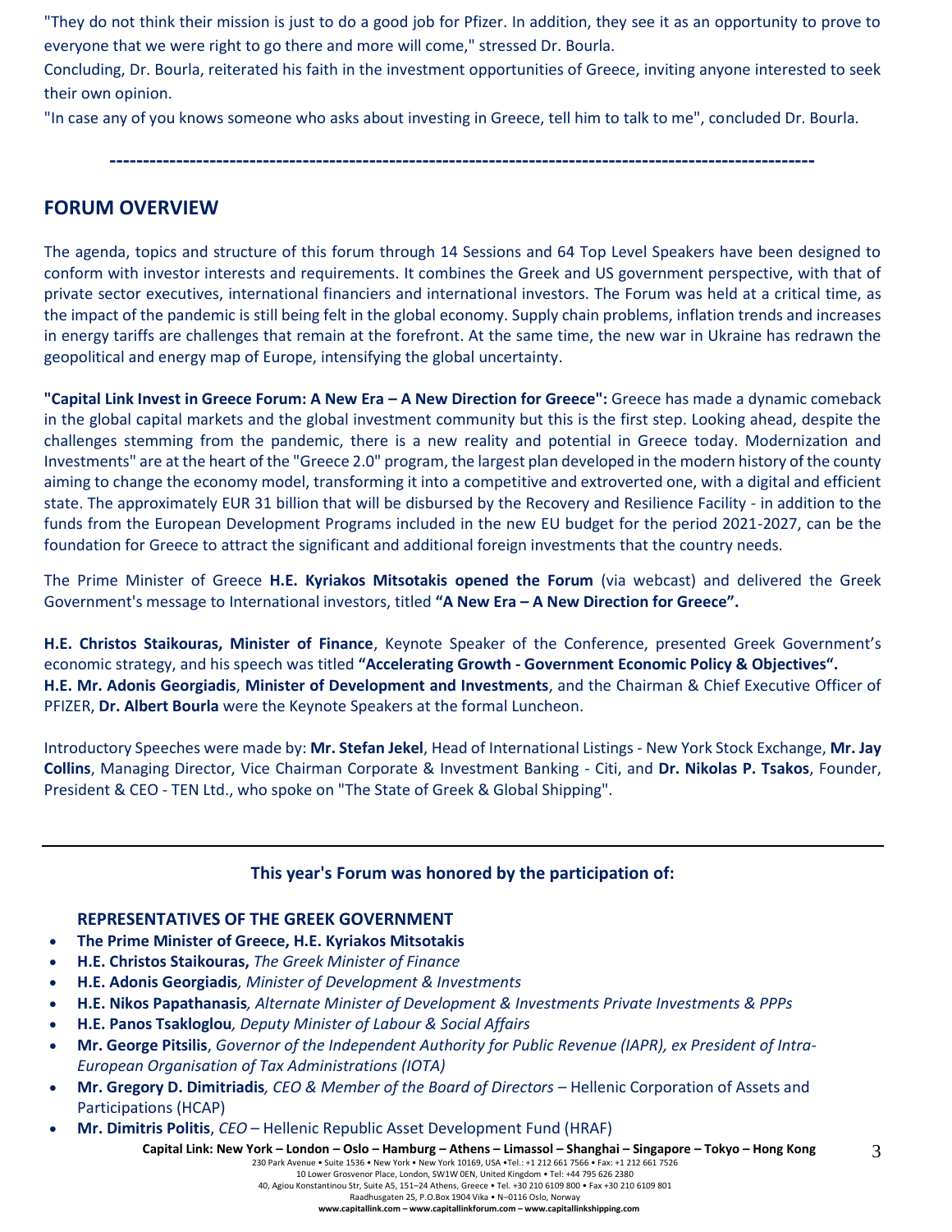"They do not think their mission is just to do a good job for Pfizer. In addition, they see it as an opportunity to prove to everyone that we were right to go there and more will come," stressed Dr. Bourla.

Concluding, Dr. Bourla, reiterated his faith in the investment opportunities of Greece, inviting anyone interested to seek their own opinion.

"In case any of you knows someone who asks about investing in Greece, tell him to talk to me", concluded Dr. Bourla.

---

## FORUM OVERVIEW

The agenda, topics and structure of this forum through 14 Sessions and 64 Top Level Speakers have been designed to conform with investor interests and requirements. It combines the Greek and US government perspective, with that of private sector executives, international financiers and international investors. The Forum was held at a critical time, as the impact of the pandemic is still being felt in the global economy. Supply chain problems, inflation trends and increases in energy tariffs are challenges that remain at the forefront. At the same time, the new war in Ukraine has redrawn the geopolitical and energy map of Europe, intensifying the global uncertainty.

**"Capital Link Invest in Greece Forum: A New Era – A New Direction for Greece":** Greece has made a dynamic comeback in the global capital markets and the global investment community but this is the first step. Looking ahead, despite the challenges stemming from the pandemic, there is a new reality and potential in Greece today. Modernization and Investments" are at the heart of the "Greece 2.0" program, the largest plan developed in the modern history of the county aiming to change the economy model, transforming it into a competitive and extroverted one, with a digital and efficient state. The approximately EUR 31 billion that will be disbursed by the Recovery and Resilience Facility - in addition to the funds from the European Development Programs included in the new EU budget for the period 2021-2027, can be the foundation for Greece to attract the significant and additional foreign investments that the country needs.

The Prime Minister of Greece **H.E. Kyriakos Mitsotakis opened the Forum** (via webcast) and delivered the Greek Government's message to International investors, titled **"A New Era – A New Direction for Greece".**

**H.E. Christos Staikouras, Minister of Finance**, Keynote Speaker of the Conference, presented Greek Government's economic strategy, and his speech was titled **"Accelerating Growth - Government Economic Policy & Objectives".**
**H.E. Mr. Adonis Georgiadis**, **Minister of Development and Investments**, and the Chairman & Chief Executive Officer of PFIZER, **Dr. Albert Bourla** were the Keynote Speakers at the formal Luncheon.

Introductory Speeches were made by: **Mr. Stefan Jekel**, Head of International Listings - New York Stock Exchange, **Mr. Jay Collins**, Managing Director, Vice Chairman Corporate & Investment Banking - Citi, and **Dr. Nikolas P. Tsakos**, Founder, President & CEO - TEN Ltd., who spoke on "The State of Greek & Global Shipping".

---

**This year's Forum was honored by the participation of:**

**REPRESENTATIVES OF THE GREEK GOVERNMENT**

- **The Prime Minister of Greece, H.E. Kyriakos Mitsotakis**
- **H.E. Christos Staikouras,** *The Greek Minister of Finance*
- **H.E. Adonis Georgiadis***, Minister of Development & Investments*
- **H.E. Nikos Papathanasis***, Alternate Minister of Development & Investments Private Investments & PPPs*
- **H.E. Panos Tsakloglou***, Deputy Minister of Labour & Social Affairs*
- **Mr. George Pitsilis**, *Governor of the Independent Authority for Public Revenue (IAPR), ex President of Intra-European Organisation of Tax Administrations (IOTA)*
- **Mr. Gregory D. Dimitriadis***, CEO & Member of the Board of Directors* – Hellenic Corporation of Assets and Participations (HCAP)
- **Mr. Dimitris Politis**, *CEO* – Hellenic Republic Asset Development Fund (HRAF)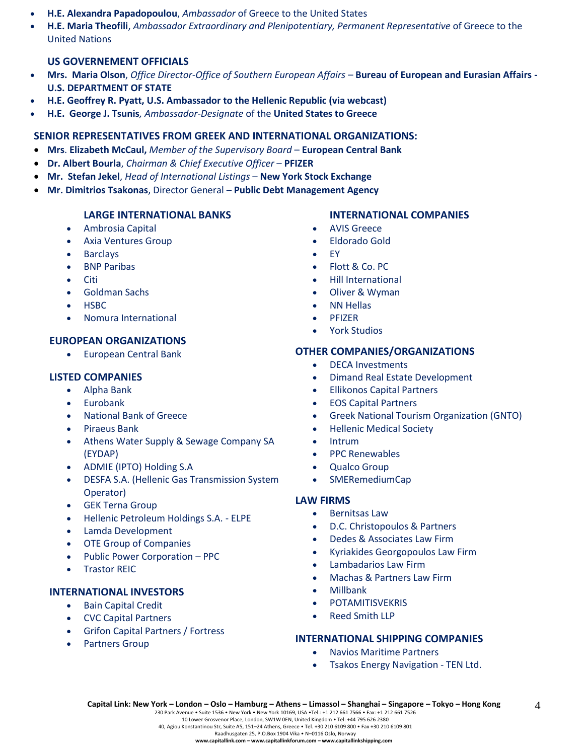- **H.E. Alexandra Papadopoulou**, *Ambassador* of Greece to the United States
- **H.E. Maria Theofili**, *Ambassador Extraordinary and Plenipotentiary, Permanent Representative* of Greece to the United Nations

**US GOVERNEMENT OFFICIALS**

- **Mrs. Maria Olson**, *Office Director-Office of Southern European Affairs* – **Bureau of European and Eurasian Affairs - U.S. DEPARTMENT OF STATE**
- **H.E. Geoffrey R. Pyatt, U.S. Ambassador to the Hellenic Republic (via webcast)**
- **H.E. George J. Tsunis**, *Ambassador-Designate* of the **United States to Greece**

**SENIOR REPRESENTATIVES FROM GREEK AND INTERNATIONAL ORGANIZATIONS:**

- **Mrs. Elizabeth McCaul,** *Member of the Supervisory Board* – **European Central Bank**
- **Dr. Albert Bourla**, *Chairman & Chief Executive Officer* – **PFIZER**
- **Mr. Stefan Jekel**, *Head of International Listings* – **New York Stock Exchange**
- **Mr. Dimitrios Tsakonas**, Director General – **Public Debt Management Agency**

**LARGE INTERNATIONAL BANKS**

- Ambrosia Capital
- Axia Ventures Group
- Barclays
- BNP Paribas
- Citi
- Goldman Sachs
- HSBC
- Nomura International

**EUROPEAN ORGANIZATIONS**

- European Central Bank

**LISTED COMPANIES**

- Alpha Bank
- Eurobank
- National Bank of Greece
- Piraeus Bank
- Athens Water Supply & Sewage Company SA (EYDAP)
- ADMIE (IPTO) Holding S.A
- DESFA S.A. (Hellenic Gas Transmission System Operator)
- GEK Terna Group
- Hellenic Petroleum Holdings S.A. - ELPE
- Lamda Development
- OTE Group of Companies
- Public Power Corporation – PPC
- Trastor REIC

**INTERNATIONAL INVESTORS**

- Bain Capital Credit
- CVC Capital Partners
- Grifon Capital Partners / Fortress
- Partners Group

**INTERNATIONAL COMPANIES**

- AVIS Greece
- Eldorado Gold
- EY
- Flott & Co. PC
- Hill International
- Oliver & Wyman
- NN Hellas
- PFIZER
- York Studios

**OTHER COMPANIES/ORGANIZATIONS**

- DECA Investments
- Dimand Real Estate Development
- Ellikonos Capital Partners
- EOS Capital Partners
- Greek National Tourism Organization (GNTO)
- Hellenic Medical Society
- Intrum
- PPC Renewables
- Qualco Group
- SMERemediumCap

**LAW FIRMS**

- Bernitsas Law
- D.C. Christopoulos & Partners
- Dedes & Associates Law Firm
- Kyriakides Georgopoulos Law Firm
- Lambadarios Law Firm
- Machas & Partners Law Firm
- Millbank
- POTAMITISVEKRIS
- Reed Smith LLP

**INTERNATIONAL SHIPPING COMPANIES**

- Navios Maritime Partners
- Tsakos Energy Navigation - TEN Ltd.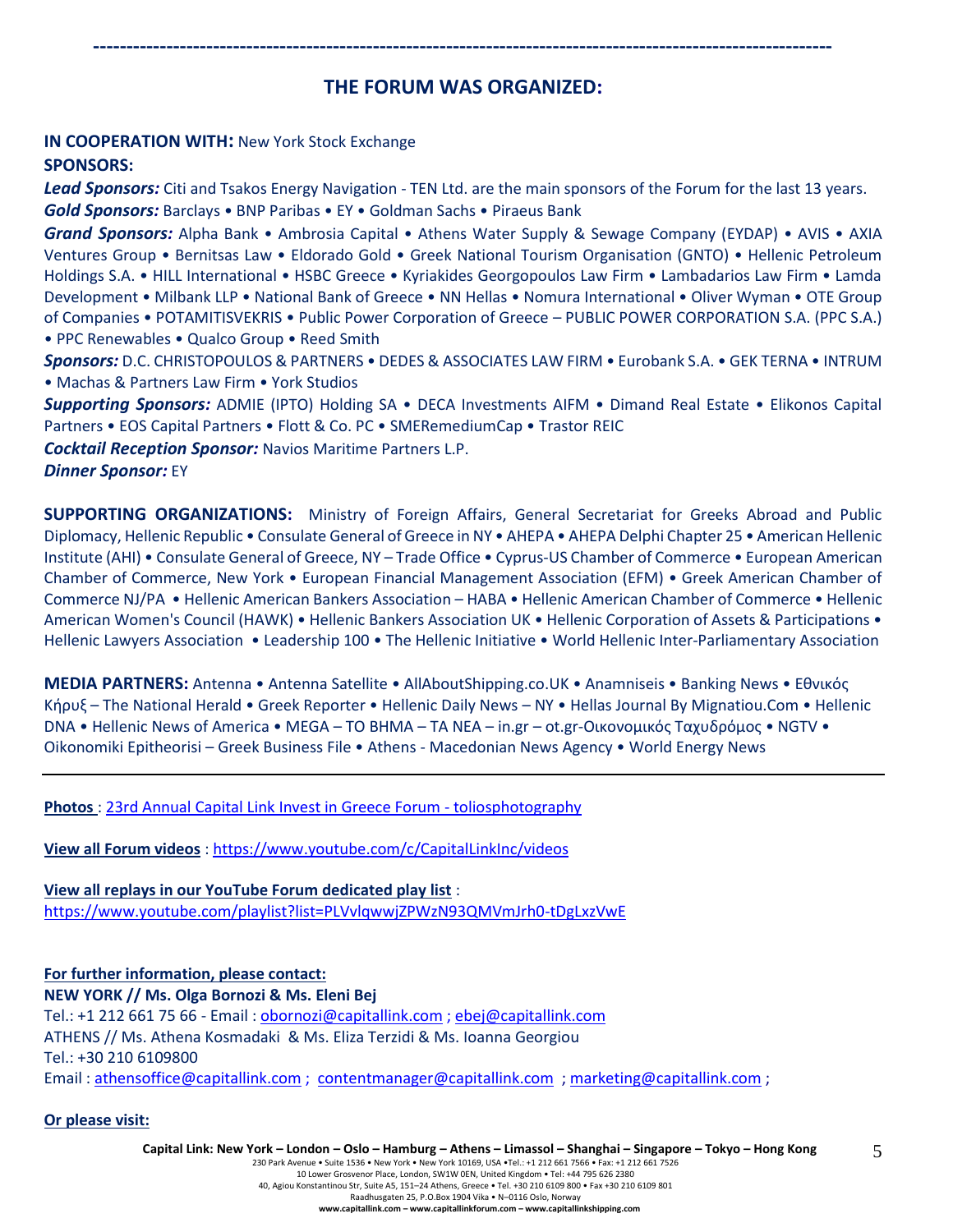---

## THE FORUM WAS ORGANIZED:

**IN COOPERATION WITH:** New York Stock Exchange

**SPONSORS:**

***Lead Sponsors:*** Citi and Tsakos Energy Navigation - TEN Ltd. are the main sponsors of the Forum for the last 13 years.

***Gold Sponsors:*** Barclays • BNP Paribas • EY • Goldman Sachs • Piraeus Bank

***Grand Sponsors:*** Alpha Bank • Ambrosia Capital • Athens Water Supply & Sewage Company (EYDAP) • AVIS • AXIA Ventures Group • Bernitsas Law • Eldorado Gold • Greek National Tourism Organisation (GNTO) • Hellenic Petroleum Holdings S.A. • HILL International • HSBC Greece • Kyriakides Georgopoulos Law Firm • Lambadarios Law Firm • Lamda Development • Milbank LLP • National Bank of Greece • NN Hellas • Nomura International • Oliver Wyman • OTE Group of Companies • POTAMITISVEKRIS • Public Power Corporation of Greece – PUBLIC POWER CORPORATION S.A. (PPC S.A.) • PPC Renewables • Qualco Group • Reed Smith

***Sponsors:*** D.C. CHRISTOPOULOS & PARTNERS • DEDES & ASSOCIATES LAW FIRM • Eurobank S.A. • GEK TERNA • INTRUM • Machas & Partners Law Firm • York Studios

***Supporting Sponsors:*** ADMIE (IPTO) Holding SA • DECA Investments AIFM • Dimand Real Estate • Elikonos Capital Partners • EOS Capital Partners • Flott & Co. PC • SMERemediumCap • Trastor REIC

***Cocktail Reception Sponsor:*** Navios Maritime Partners L.P.

***Dinner Sponsor:*** EY

**SUPPORTING ORGANIZATIONS:** Ministry of Foreign Affairs, General Secretariat for Greeks Abroad and Public Diplomacy, Hellenic Republic • Consulate General of Greece in NY • AHEPA • AHEPA Delphi Chapter 25 • American Hellenic Institute (AHI) • Consulate General of Greece, NY – Trade Office • Cyprus-US Chamber of Commerce • European American Chamber of Commerce, New York • European Financial Management Association (EFM) • Greek American Chamber of Commerce NJ/PA • Hellenic American Bankers Association – HABA • Hellenic American Chamber of Commerce • Hellenic American Women's Council (HAWK) • Hellenic Bankers Association UK • Hellenic Corporation of Assets & Participations • Hellenic Lawyers Association • Leadership 100 • The Hellenic Initiative • World Hellenic Inter-Parliamentary Association

**MEDIA PARTNERS:** Antenna • Antenna Satellite • AllAboutShipping.co.UK • Anamniseis • Banking News • Εθνικός Κήρυξ – The National Herald • Greek Reporter • Hellenic Daily News – NY • Hellas Journal By Mignatiou.Com • Hellenic DNA • Hellenic News of America • MEGA – TO BHMA – TA NEA – in.gr – ot.gr-Οικονομικός Ταχυδρόμος • NGTV • Oikonomiki Epitheorisi – Greek Business File • Athens - Macedonian News Agency • World Energy News

---

**Photos** : 23rd Annual Capital Link Invest in Greece Forum - toliosphotography

**View all Forum videos** : https://www.youtube.com/c/CapitalLinkInc/videos

**View all replays in our YouTube Forum dedicated play list** :
https://www.youtube.com/playlist?list=PLVvlqwwjZPWzN93QMVmJrh0-tDgLxzVwE

**For further information, please contact:**

**NEW YORK // Ms. Olga Bornozi & Ms. Eleni Bej**

Tel.: +1 212 661 75 66 - Email : obornozi@capitallink.com ; ebej@capitallink.com

ATHENS // Ms. Athena Kosmadaki & Ms. Eliza Terzidi & Ms. Ioanna Georgiou

Tel.: +30 210 6109800

Email : athensoffice@capitallink.com ; contentmanager@capitallink.com ; marketing@capitallink.com ;

**Or please visit:**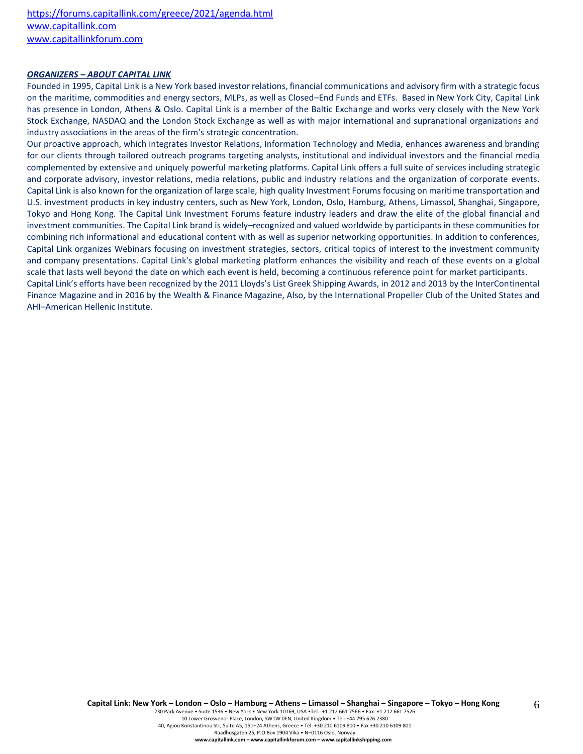https://forums.capitallink.com/greece/2021/agenda.html
www.capitallink.com
www.capitallinkforum.com

***ORGANIZERS – ABOUT CAPITAL LINK***

Founded in 1995, Capital Link is a New York based investor relations, financial communications and advisory firm with a strategic focus on the maritime, commodities and energy sectors, MLPs, as well as Closed–End Funds and ETFs. Based in New York City, Capital Link has presence in London, Athens & Oslo. Capital Link is a member of the Baltic Exchange and works very closely with the New York Stock Exchange, NASDAQ and the London Stock Exchange as well as with major international and supranational organizations and industry associations in the areas of the firm's strategic concentration.

Our proactive approach, which integrates Investor Relations, Information Technology and Media, enhances awareness and branding for our clients through tailored outreach programs targeting analysts, institutional and individual investors and the financial media complemented by extensive and uniquely powerful marketing platforms. Capital Link offers a full suite of services including strategic and corporate advisory, investor relations, media relations, public and industry relations and the organization of corporate events. Capital Link is also known for the organization of large scale, high quality Investment Forums focusing on maritime transportation and U.S. investment products in key industry centers, such as New York, London, Oslo, Hamburg, Athens, Limassol, Shanghai, Singapore, Tokyo and Hong Kong. The Capital Link Investment Forums feature industry leaders and draw the elite of the global financial and investment communities. The Capital Link brand is widely–recognized and valued worldwide by participants in these communities for combining rich informational and educational content with as well as superior networking opportunities. In addition to conferences, Capital Link organizes Webinars focusing on investment strategies, sectors, critical topics of interest to the investment community and company presentations. Capital Link's global marketing platform enhances the visibility and reach of these events on a global scale that lasts well beyond the date on which each event is held, becoming a continuous reference point for market participants.

Capital Link's efforts have been recognized by the 2011 Lloyds's List Greek Shipping Awards, in 2012 and 2013 by the InterContinental Finance Magazine and in 2016 by the Wealth & Finance Magazine, Also, by the International Propeller Club of the United States and AHI–American Hellenic Institute.